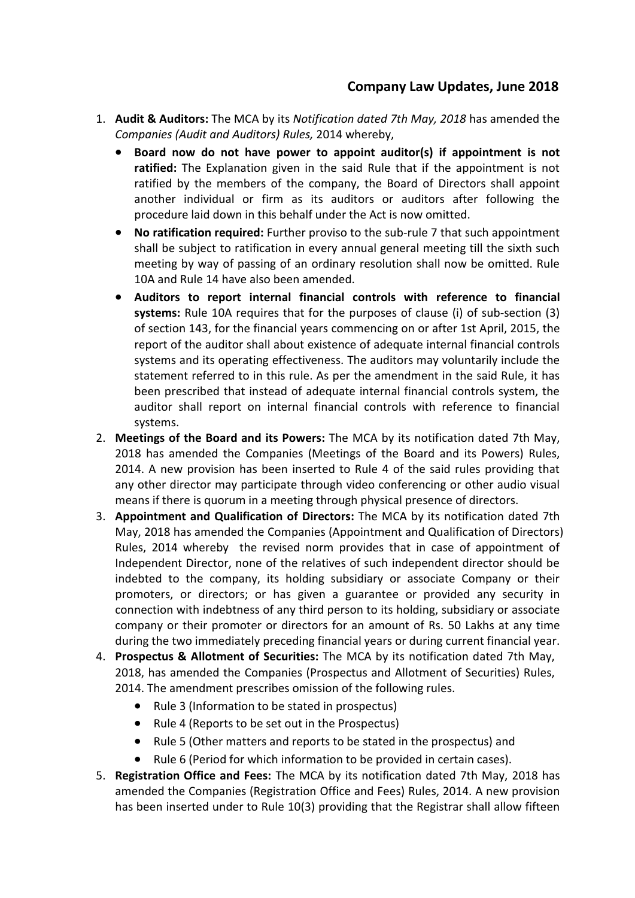## Company Law Updates, June 2018

1. **Audit & Auditors:** The MCA by its *Notification dated 7th May, 2018* has amended the *Companies (Audit and Auditors) Rules,* 2014 whereby,
   - **Board now do not have power to appoint auditor(s) if appointment is not ratified:** The Explanation given in the said Rule that if the appointment is not ratified by the members of the company, the Board of Directors shall appoint another individual or firm as its auditors or auditors after following the procedure laid down in this behalf under the Act is now omitted.
   - **No ratification required:** Further proviso to the sub-rule 7 that such appointment shall be subject to ratification in every annual general meeting till the sixth such meeting by way of passing of an ordinary resolution shall now be omitted. Rule 10A and Rule 14 have also been amended.
   - **Auditors to report internal financial controls with reference to financial systems:** Rule 10A requires that for the purposes of clause (i) of sub-section (3) of section 143, for the financial years commencing on or after 1st April, 2015, the report of the auditor shall about existence of adequate internal financial controls systems and its operating effectiveness. The auditors may voluntarily include the statement referred to in this rule. As per the amendment in the said Rule, it has been prescribed that instead of adequate internal financial controls system, the auditor shall report on internal financial controls with reference to financial systems.
2. **Meetings of the Board and its Powers:** The MCA by its notification dated 7th May, 2018 has amended the Companies (Meetings of the Board and its Powers) Rules, 2014. A new provision has been inserted to Rule 4 of the said rules providing that any other director may participate through video conferencing or other audio visual means if there is quorum in a meeting through physical presence of directors.
3. **Appointment and Qualification of Directors:** The MCA by its notification dated 7th May, 2018 has amended the Companies (Appointment and Qualification of Directors) Rules, 2014 whereby the revised norm provides that in case of appointment of Independent Director, none of the relatives of such independent director should be indebted to the company, its holding subsidiary or associate Company or their promoters, or directors; or has given a guarantee or provided any security in connection with indebtness of any third person to its holding, subsidiary or associate company or their promoter or directors for an amount of Rs. 50 Lakhs at any time during the two immediately preceding financial years or during current financial year.
4. **Prospectus & Allotment of Securities:** The MCA by its notification dated 7th May, 2018, has amended the Companies (Prospectus and Allotment of Securities) Rules, 2014. The amendment prescribes omission of the following rules.
   - Rule 3 (Information to be stated in prospectus)
   - Rule 4 (Reports to be set out in the Prospectus)
   - Rule 5 (Other matters and reports to be stated in the prospectus) and
   - Rule 6 (Period for which information to be provided in certain cases).
5. **Registration Office and Fees:** The MCA by its notification dated 7th May, 2018 has amended the Companies (Registration Office and Fees) Rules, 2014. A new provision has been inserted under to Rule 10(3) providing that the Registrar shall allow fifteen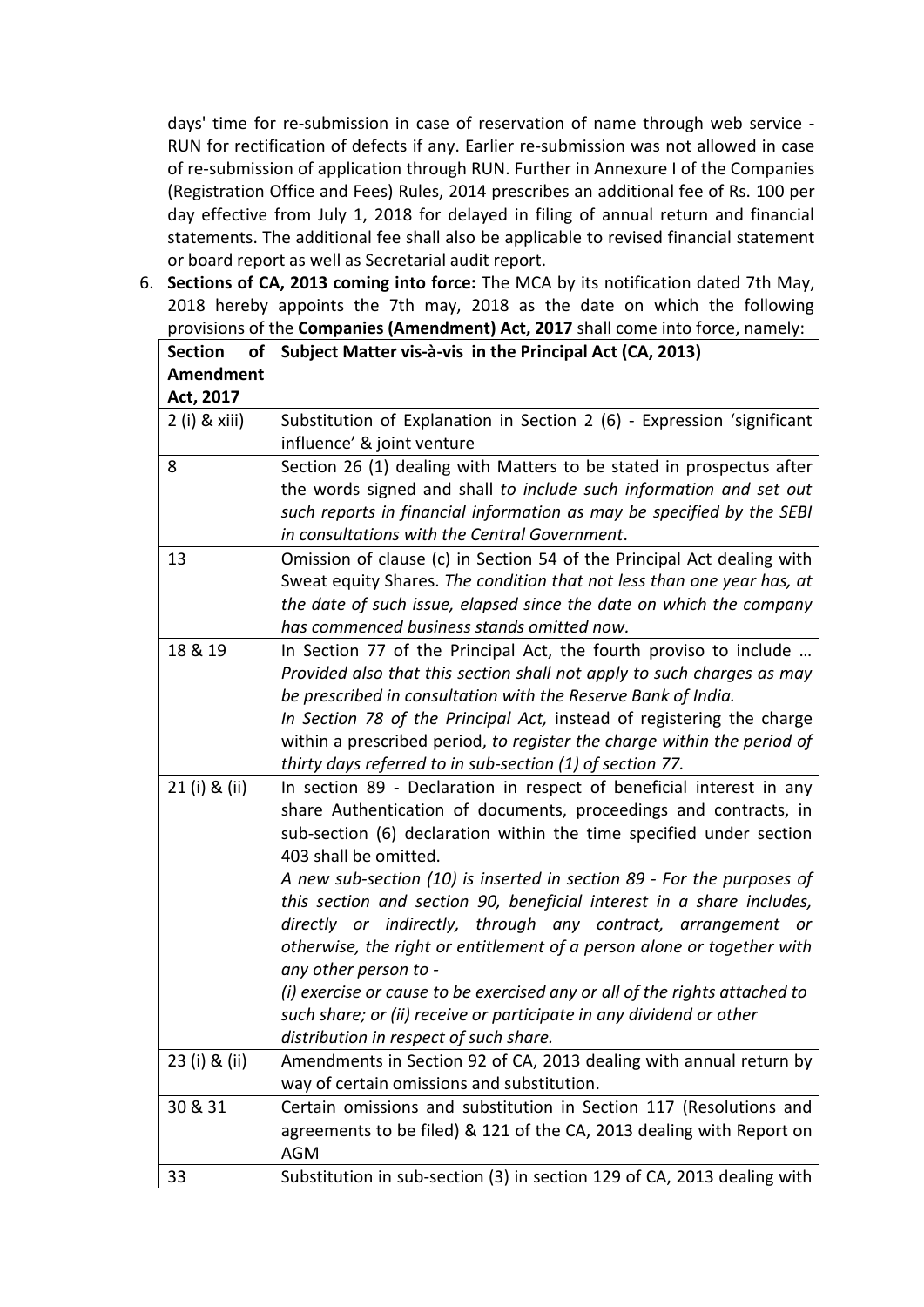days' time for re-submission in case of reservation of name through web service - RUN for rectification of defects if any. Earlier re-submission was not allowed in case of re-submission of application through RUN. Further in Annexure I of the Companies (Registration Office and Fees) Rules, 2014 prescribes an additional fee of Rs. 100 per day effective from July 1, 2018 for delayed in filing of annual return and financial statements. The additional fee shall also be applicable to revised financial statement or board report as well as Secretarial audit report.

6. **Sections of CA, 2013 coming into force:** The MCA by its notification dated 7th May, 2018 hereby appoints the 7th may, 2018 as the date on which the following provisions of the **Companies (Amendment) Act, 2017** shall come into force, namely:

| **Section of Amendment Act, 2017** | **Subject Matter vis-à-vis in the Principal Act (CA, 2013)** |
|---|---|
| 2 (i) & xiii) | Substitution of Explanation in Section 2 (6) - Expression 'significant influence' & joint venture |
| 8 | Section 26 (1) dealing with Matters to be stated in prospectus after the words signed and shall *to include such information and set out such reports in financial information as may be specified by the SEBI in consultations with the Central Government*. |
| 13 | Omission of clause (c) in Section 54 of the Principal Act dealing with Sweat equity Shares. *The condition that not less than one year has, at the date of such issue, elapsed since the date on which the company has commenced business stands omitted now.* |
| 18 & 19 | In Section 77 of the Principal Act, the fourth proviso to include … *Provided also that this section shall not apply to such charges as may be prescribed in consultation with the Reserve Bank of India.* *In Section 78 of the Principal Act,* instead of registering the charge within a prescribed period, *to register the charge within the period of thirty days referred to in sub-section (1) of section 77.* |
| 21 (i) & (ii) | In section 89 - Declaration in respect of beneficial interest in any share Authentication of documents, proceedings and contracts, in sub-section (6) declaration within the time specified under section 403 shall be omitted. *A new sub-section (10) is inserted in section 89 - For the purposes of this section and section 90, beneficial interest in a share includes, directly or indirectly, through any contract, arrangement or otherwise, the right or entitlement of a person alone or together with any other person to - (i) exercise or cause to be exercised any or all of the rights attached to such share; or (ii) receive or participate in any dividend or other distribution in respect of such share.* |
| 23 (i) & (ii) | Amendments in Section 92 of CA, 2013 dealing with annual return by way of certain omissions and substitution. |
| 30 & 31 | Certain omissions and substitution in Section 117 (Resolutions and agreements to be filed) & 121 of the CA, 2013 dealing with Report on AGM |
| 33 | Substitution in sub-section (3) in section 129 of CA, 2013 dealing with |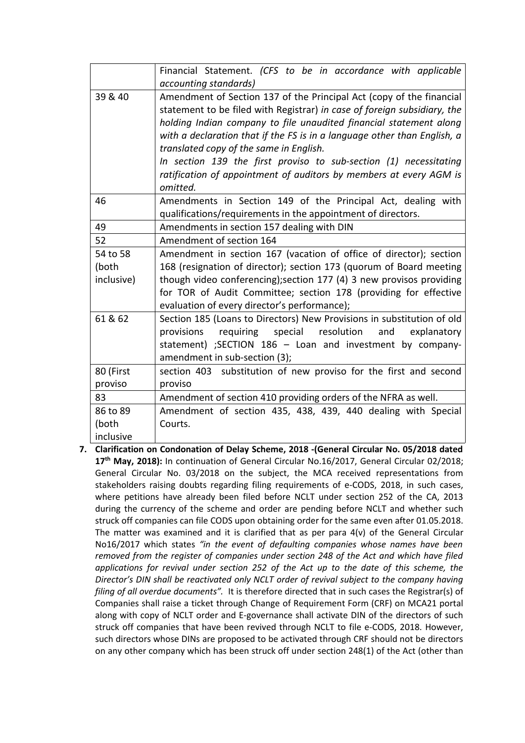| | |
|---|---|
| | Financial Statement. *(CFS to be in accordance with applicable accounting standards)* |
| 39 & 40 | Amendment of Section 137 of the Principal Act (copy of the financial statement to be filed with Registrar) *in case of foreign subsidiary, the holding Indian company to file unaudited financial statement along with a declaration that if the FS is in a language other than English, a translated copy of the same in English.* *In section 139 the first proviso to sub-section (1) necessitating ratification of appointment of auditors by members at every AGM is omitted.* |
| 46 | Amendments in Section 149 of the Principal Act, dealing with qualifications/requirements in the appointment of directors. |
| 49 | Amendments in section 157 dealing with DIN |
| 52 | Amendment of section 164 |
| 54 to 58 (both inclusive) | Amendment in section 167 (vacation of office of director); section 168 (resignation of director); section 173 (quorum of Board meeting though video conferencing);section 177 (4) 3 new provisos providing for TOR of Audit Committee; section 178 (providing for effective evaluation of every director's performance); |
| 61 & 62 | Section 185 (Loans to Directors) New Provisions in substitution of old provisions requiring special resolution and explanatory statement) ;SECTION 186 – Loan and investment by company-amendment in sub-section (3); |
| 80 (First proviso | section 403 substitution of new proviso for the first and second proviso |
| 83 | Amendment of section 410 providing orders of the NFRA as well. |
| 86 to 89 (both inclusive | Amendment of section 435, 438, 439, 440 dealing with Special Courts. |

7. **Clarification on Condonation of Delay Scheme, 2018 -(General Circular No. 05/2018 dated 17th May, 2018):** In continuation of General Circular No.16/2017, General Circular 02/2018; General Circular No. 03/2018 on the subject, the MCA received representations from stakeholders raising doubts regarding filing requirements of e-CODS, 2018, in such cases, where petitions have already been filed before NCLT under section 252 of the CA, 2013 during the currency of the scheme and order are pending before NCLT and whether such struck off companies can file CODS upon obtaining order for the same even after 01.05.2018. The matter was examined and it is clarified that as per para 4(v) of the General Circular No16/2017 which states *"in the event of defaulting companies whose names have been removed from the register of companies under section 248 of the Act and which have filed applications for revival under section 252 of the Act up to the date of this scheme, the Director's DIN shall be reactivated only NCLT order of revival subject to the company having filing of all overdue documents".* It is therefore directed that in such cases the Registrar(s) of Companies shall raise a ticket through Change of Requirement Form (CRF) on MCA21 portal along with copy of NCLT order and E-governance shall activate DIN of the directors of such struck off companies that have been revived through NCLT to file e-CODS, 2018. However, such directors whose DINs are proposed to be activated through CRF should not be directors on any other company which has been struck off under section 248(1) of the Act (other than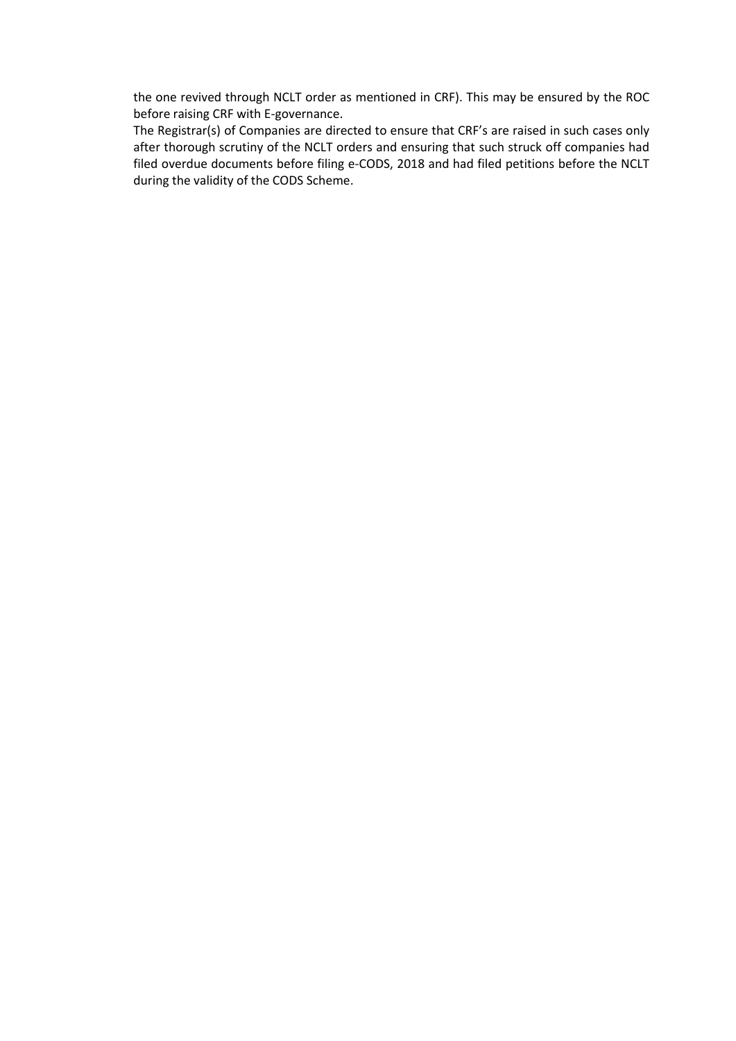the one revived through NCLT order as mentioned in CRF). This may be ensured by the ROC before raising CRF with E-governance.

The Registrar(s) of Companies are directed to ensure that CRF's are raised in such cases only after thorough scrutiny of the NCLT orders and ensuring that such struck off companies had filed overdue documents before filing e-CODS, 2018 and had filed petitions before the NCLT during the validity of the CODS Scheme.